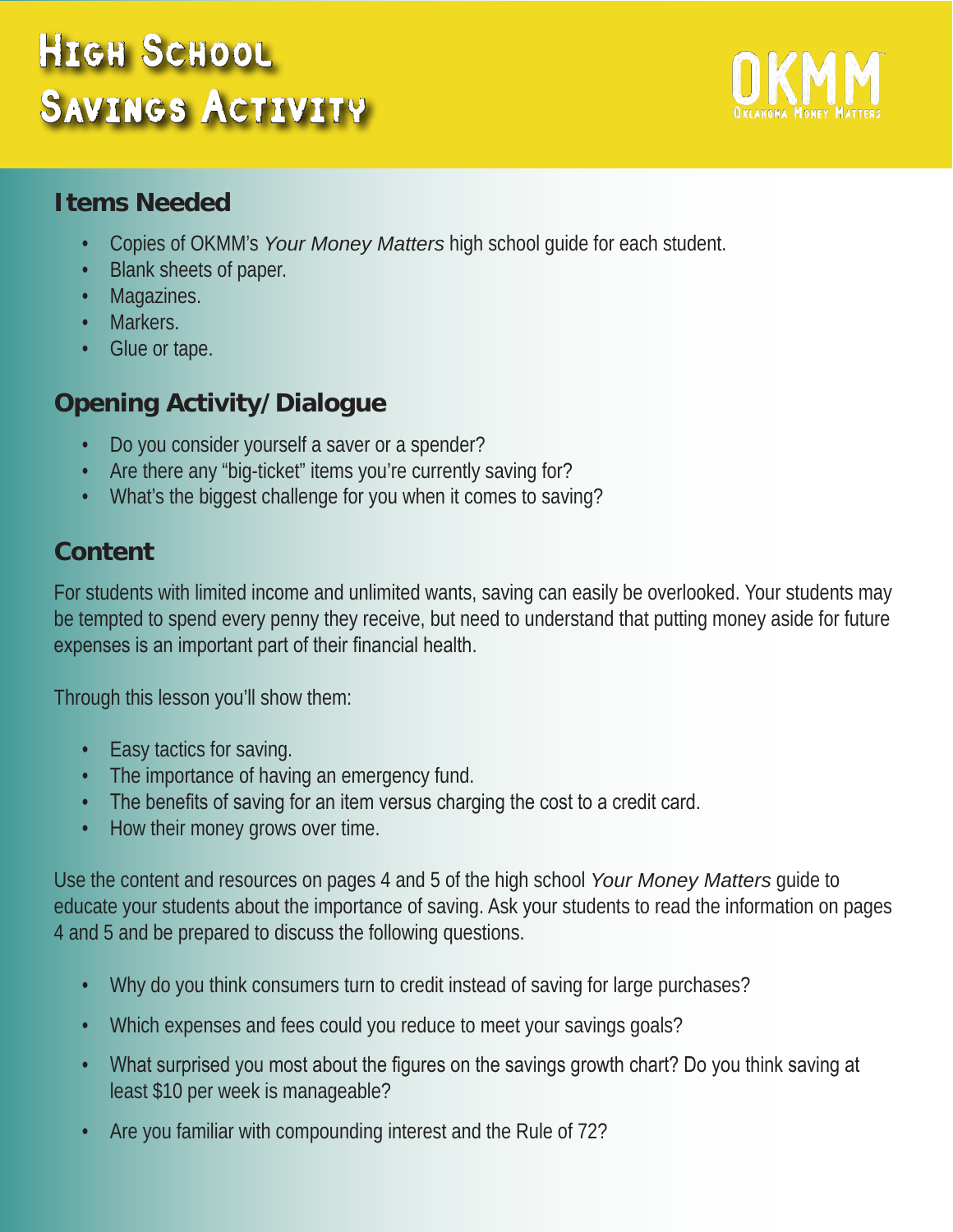# High School Savings Activity

OKMM
Oklahoma Money Matters

## Items Needed

- Copies of OKMM's *Your Money Matters* high school guide for each student.
- Blank sheets of paper.
- Magazines.
- Markers.
- Glue or tape.

## Opening Activity/Dialogue

- Do you consider yourself a saver or a spender?
- Are there any "big-ticket" items you're currently saving for?
- What's the biggest challenge for you when it comes to saving?

## Content

For students with limited income and unlimited wants, saving can easily be overlooked. Your students may be tempted to spend every penny they receive, but need to understand that putting money aside for future expenses is an important part of their financial health.

Through this lesson you'll show them:

- Easy tactics for saving.
- The importance of having an emergency fund.
- The benefits of saving for an item versus charging the cost to a credit card.
- How their money grows over time.

Use the content and resources on pages 4 and 5 of the high school *Your Money Matters* guide to educate your students about the importance of saving. Ask your students to read the information on pages 4 and 5 and be prepared to discuss the following questions.

- Why do you think consumers turn to credit instead of saving for large purchases?
- Which expenses and fees could you reduce to meet your savings goals?
- What surprised you most about the figures on the savings growth chart? Do you think saving at least $10 per week is manageable?
- Are you familiar with compounding interest and the Rule of 72?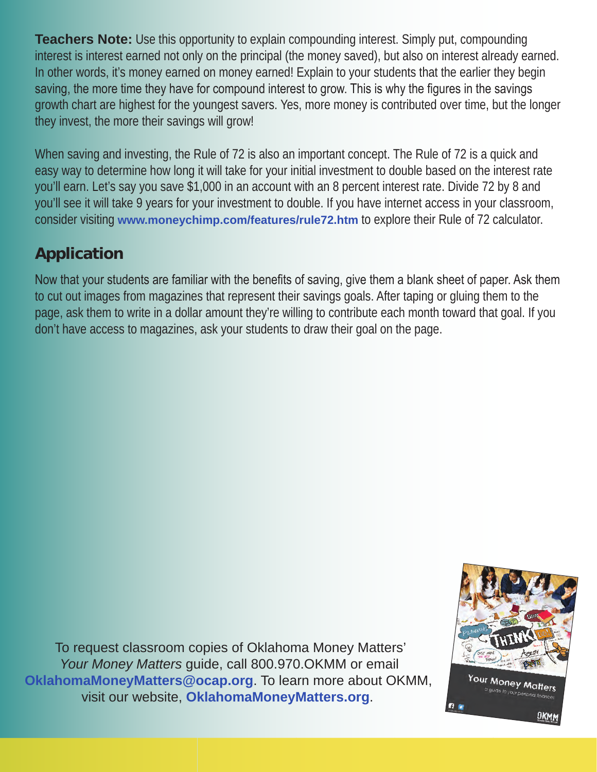**Teachers Note:** Use this opportunity to explain compounding interest. Simply put, compounding interest is interest earned not only on the principal (the money saved), but also on interest already earned. In other words, it's money earned on money earned! Explain to your students that the earlier they begin saving, the more time they have for compound interest to grow. This is why the figures in the savings growth chart are highest for the youngest savers. Yes, more money is contributed over time, but the longer they invest, the more their savings will grow!

When saving and investing, the Rule of 72 is also an important concept. The Rule of 72 is a quick and easy way to determine how long it will take for your initial investment to double based on the interest rate you'll earn. Let's say you save $1,000 in an account with an 8 percent interest rate. Divide 72 by 8 and you'll see it will take 9 years for your investment to double. If you have internet access in your classroom, consider visiting **www.moneychimp.com/features/rule72.htm** to explore their Rule of 72 calculator.

## Application

Now that your students are familiar with the benefits of saving, give them a blank sheet of paper. Ask them to cut out images from magazines that represent their savings goals. After taping or gluing them to the page, ask them to write in a dollar amount they're willing to contribute each month toward that goal. If you don't have access to magazines, ask your students to draw their goal on the page.

To request classroom copies of Oklahoma Money Matters' *Your Money Matters* guide, call 800.970.OKMM or email **OklahomaMoneyMatters@ocap.org**. To learn more about OKMM, visit our website, **OklahomaMoneyMatters.org**.